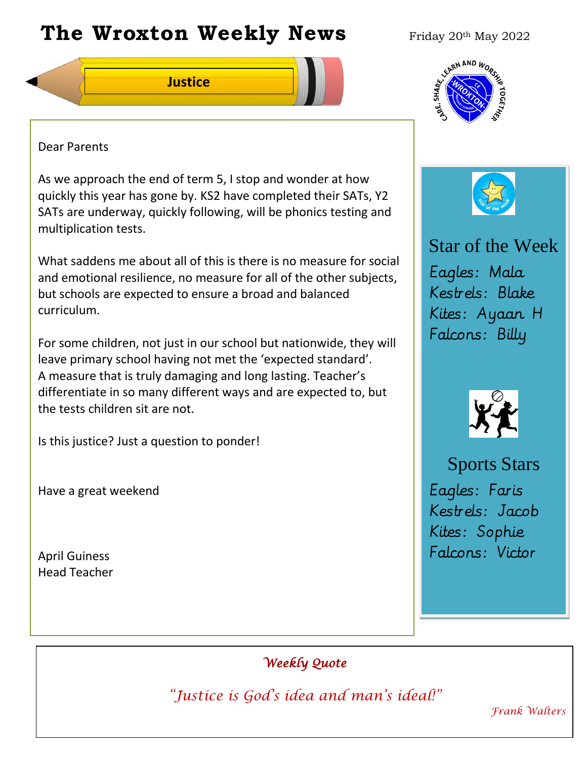# The Wroxton Weekly News

Friday 20th May 2022

**Justice**

Dear Parents

As we approach the end of term 5, I stop and wonder at how quickly this year has gone by. KS2 have completed their SATs, Y2 SATs are underway, quickly following, will be phonics testing and multiplication tests.

What saddens me about all of this is there is no measure for social and emotional resilience, no measure for all of the other subjects, but schools are expected to ensure a broad and balanced curriculum.

For some children, not just in our school but nationwide, they will leave primary school having not met the 'expected standard'. A measure that is truly damaging and long lasting. Teacher's differentiate in so many different ways and are expected to, but the tests children sit are not.

Is this justice? Just a question to ponder!

Have a great weekend

April Guiness
Head Teacher

## Star of the Week

Eagles: Mala
Kestrels: Blake
Kites: Ayaan H
Falcons: Billy

## Sports Stars

Eagles: Faris
Kestrels: Jacob
Kites: Sophie
Falcons: Victor

### *Weekly Quote*

*"Justice is God's idea and man's ideal!"*

*Frank Walters*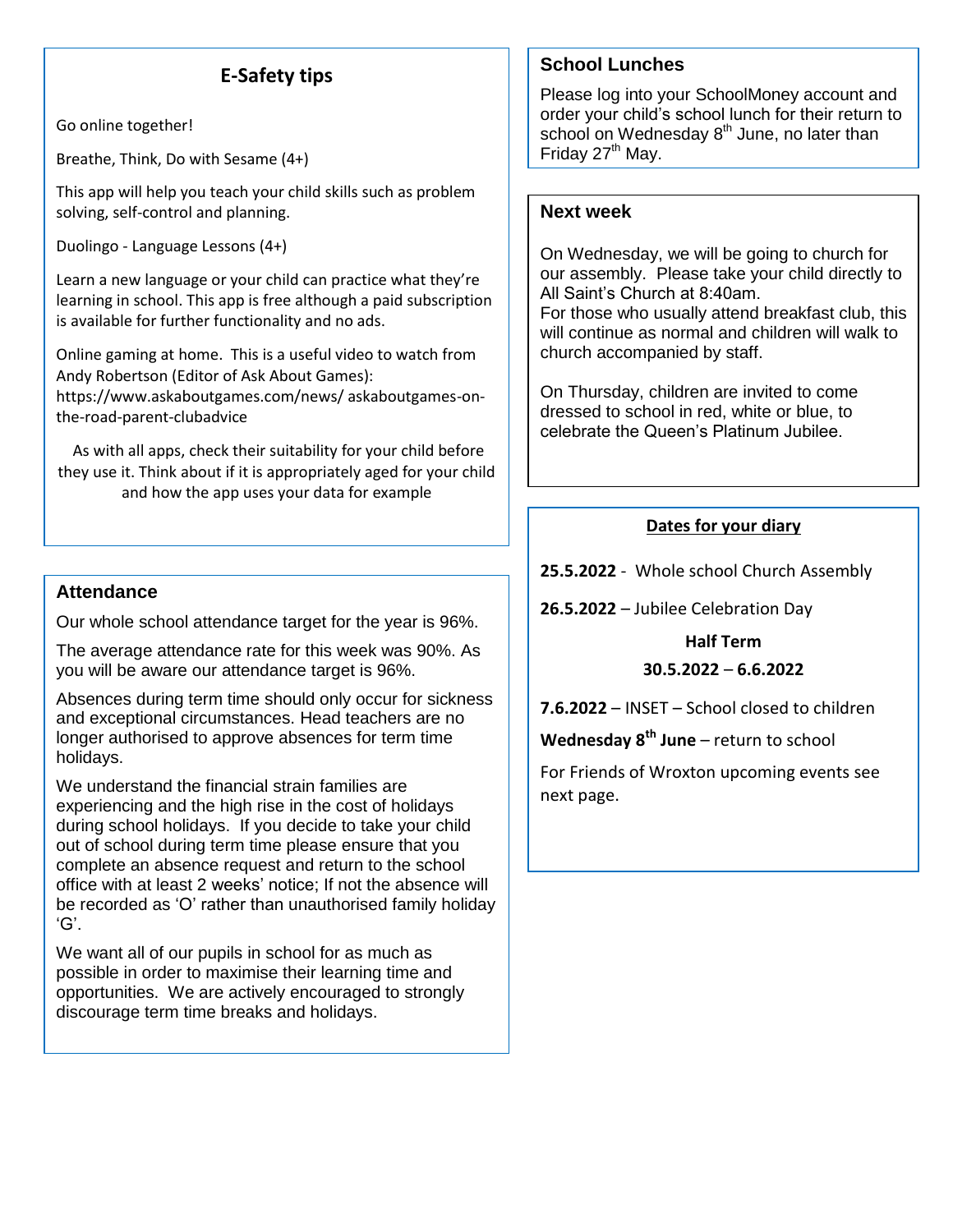## E-Safety tips

Go online together!

Breathe, Think, Do with Sesame (4+)

This app will help you teach your child skills such as problem solving, self-control and planning.

Duolingo - Language Lessons (4+)

Learn a new language or your child can practice what they're learning in school. This app is free although a paid subscription is available for further functionality and no ads.

Online gaming at home. This is a useful video to watch from Andy Robertson (Editor of Ask About Games): https://www.askaboutgames.com/news/ askaboutgames-on-the-road-parent-clubadvice

As with all apps, check their suitability for your child before they use it. Think about if it is appropriately aged for your child and how the app uses your data for example

## Attendance

Our whole school attendance target for the year is 96%.

The average attendance rate for this week was 90%. As you will be aware our attendance target is 96%.

Absences during term time should only occur for sickness and exceptional circumstances. Head teachers are no longer authorised to approve absences for term time holidays.

We understand the financial strain families are experiencing and the high rise in the cost of holidays during school holidays. If you decide to take your child out of school during term time please ensure that you complete an absence request and return to the school office with at least 2 weeks' notice; If not the absence will be recorded as 'O' rather than unauthorised family holiday 'G'.

We want all of our pupils in school for as much as possible in order to maximise their learning time and opportunities. We are actively encouraged to strongly discourage term time breaks and holidays.

## School Lunches

Please log into your SchoolMoney account and order your child's school lunch for their return to school on Wednesday 8th June, no later than Friday 27th May.

## Next week

On Wednesday, we will be going to church for our assembly. Please take your child directly to All Saint's Church at 8:40am.
For those who usually attend breakfast club, this will continue as normal and children will walk to church accompanied by staff.

On Thursday, children are invited to come dressed to school in red, white or blue, to celebrate the Queen's Platinum Jubilee.

## Dates for your diary

**25.5.2022** - Whole school Church Assembly

**26.5.2022** – Jubilee Celebration Day

**Half Term**

**30.5.2022** – **6.6.2022**

**7.6.2022** – INSET – School closed to children

**Wednesday 8th June** – return to school

For Friends of Wroxton upcoming events see next page.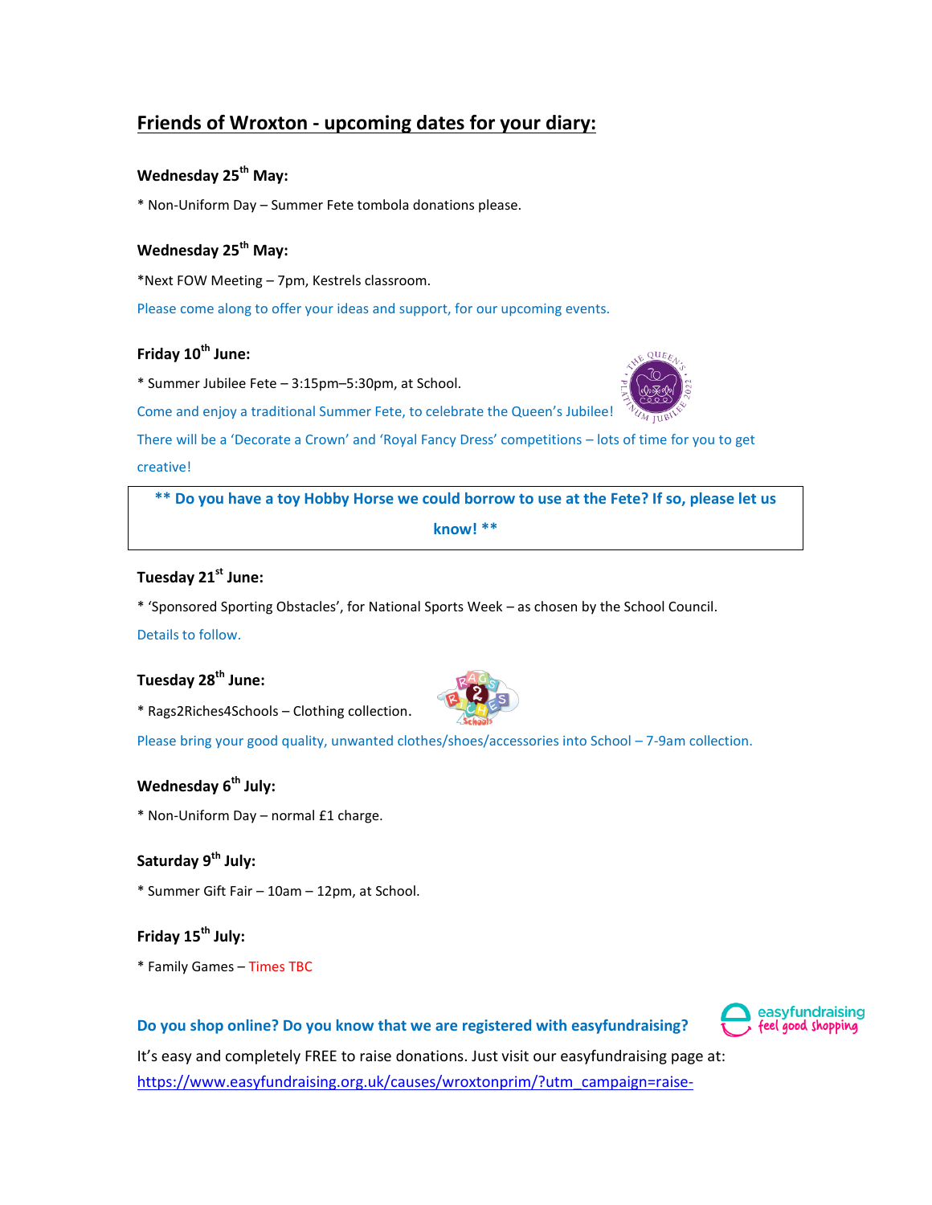## Friends of Wroxton - upcoming dates for your diary:

**Wednesday 25th May:**

* Non-Uniform Day – Summer Fete tombola donations please.

**Wednesday 25th May:**

*Next FOW Meeting – 7pm, Kestrels classroom.

Please come along to offer your ideas and support, for our upcoming events.

**Friday 10th June:**

* Summer Jubilee Fete – 3:15pm–5:30pm, at School.

Come and enjoy a traditional Summer Fete, to celebrate the Queen's Jubilee!

There will be a 'Decorate a Crown' and 'Royal Fancy Dress' competitions – lots of time for you to get creative!

**** Do you have a toy Hobby Horse we could borrow to use at the Fete? If so, please let us know! ****

**Tuesday 21st June:**

* 'Sponsored Sporting Obstacles', for National Sports Week – as chosen by the School Council.

Details to follow.

**Tuesday 28th June:**

* Rags2Riches4Schools – Clothing collection.

Please bring your good quality, unwanted clothes/shoes/accessories into School – 7-9am collection.

**Wednesday 6th July:**

* Non-Uniform Day – normal £1 charge.

**Saturday 9th July:**

* Summer Gift Fair – 10am – 12pm, at School.

**Friday 15th July:**

* Family Games – Times TBC

**Do you shop online? Do you know that we are registered with easyfundraising?**

It's easy and completely FREE to raise donations. Just visit our easyfundraising page at:
https://www.easyfundraising.org.uk/causes/wroxtonprim/?utm_campaign=raise-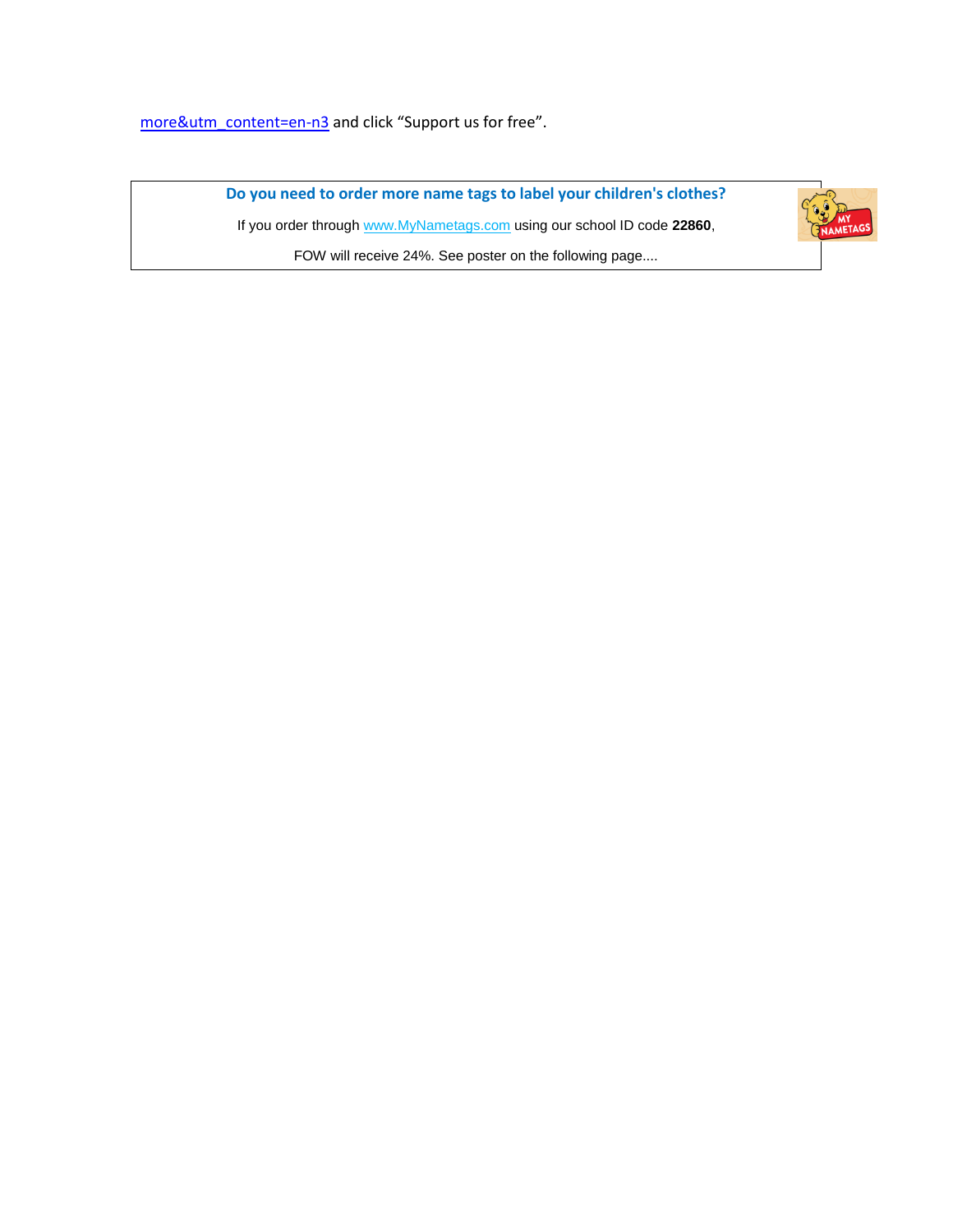more&utm_content=en-n3 and click "Support us for free".

**Do you need to order more name tags to label your children's clothes?**

If you order through www.MyNametags.com using our school ID code **22860**,

FOW will receive 24%. See poster on the following page....